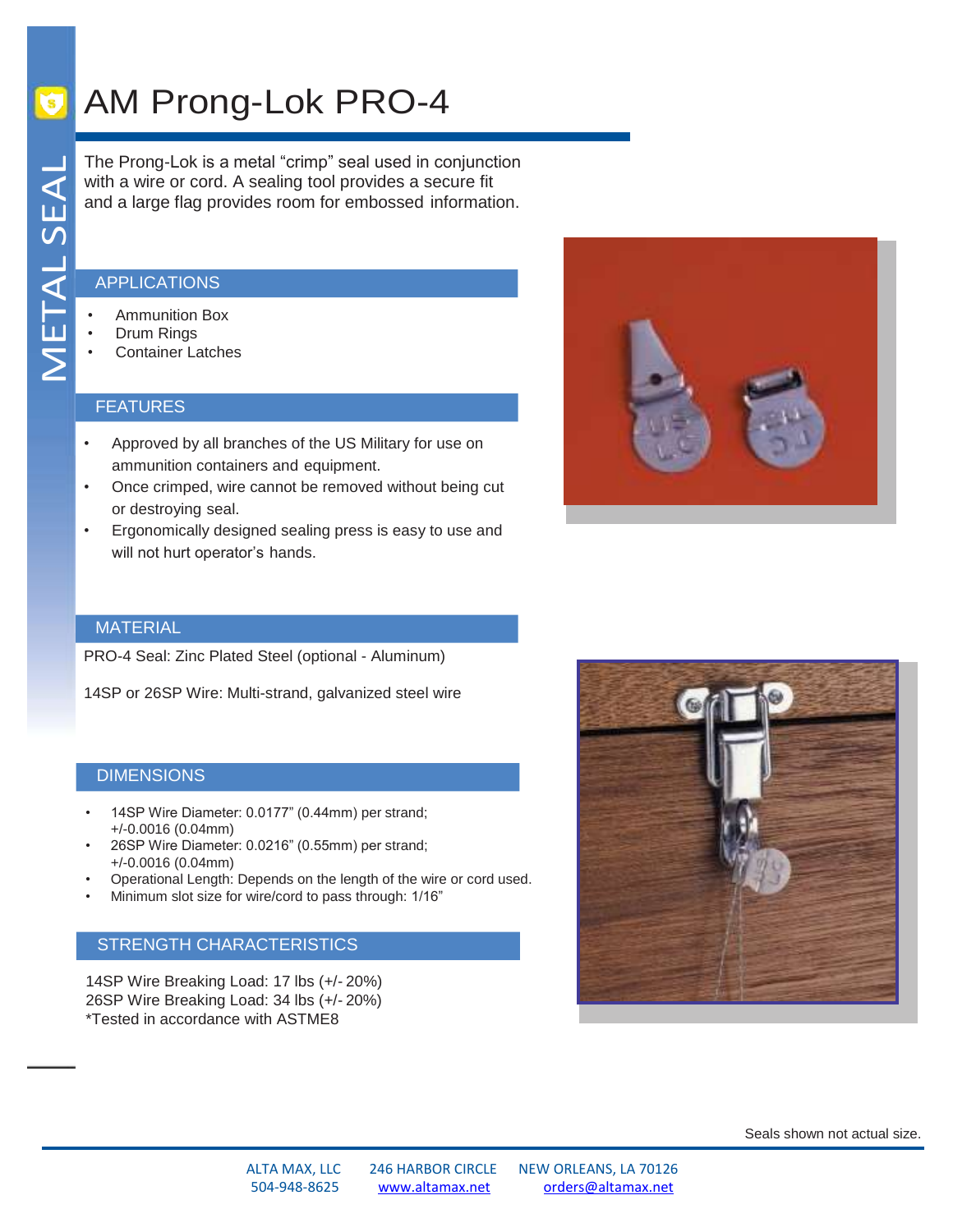METAL SEAL

# AM Prong-Lok PRO-4

The Prong-Lok is a metal "crimp" seal used in conjunction with a wire or cord. A sealing tool provides a secure fit and a large flag provides room for embossed information.

## APPLICATIONS

- Ammunition Box
- Drum Rings
- Container Latches

## FEATURES

- Approved by all branches of the US Military for use on ammunition containers and equipment.
- Once crimped, wire cannot be removed without being cut or destroying seal.
- Ergonomically designed sealing press is easy to use and will not hurt operator's hands.

## MATERIAL

PRO-4 Seal: Zinc Plated Steel (optional - Aluminum)

14SP or 26SP Wire: Multi-strand, galvanized steel wire

## DIMENSIONS

- 14SP Wire Diameter: 0.0177" (0.44mm) per strand; +/-0.0016 (0.04mm)
- 26SP Wire Diameter: 0.0216" (0.55mm) per strand; +/-0.0016 (0.04mm)
- Operational Length: Depends on the length of the wire or cord used.
- Minimum slot size for wire/cord to pass through: 1/16"

## STRENGTH CHARACTERISTICS

14SP Wire Breaking Load: 17 lbs (+/- 20%)
26SP Wire Breaking Load: 34 lbs (+/- 20%)
*Tested in accordance with ASTME8

Seals shown not actual size.

ALTA MAX, LLC 246 HARBOR CIRCLE NEW ORLEANS, LA 70126
504-948-8625 www.altamax.net orders@altamax.net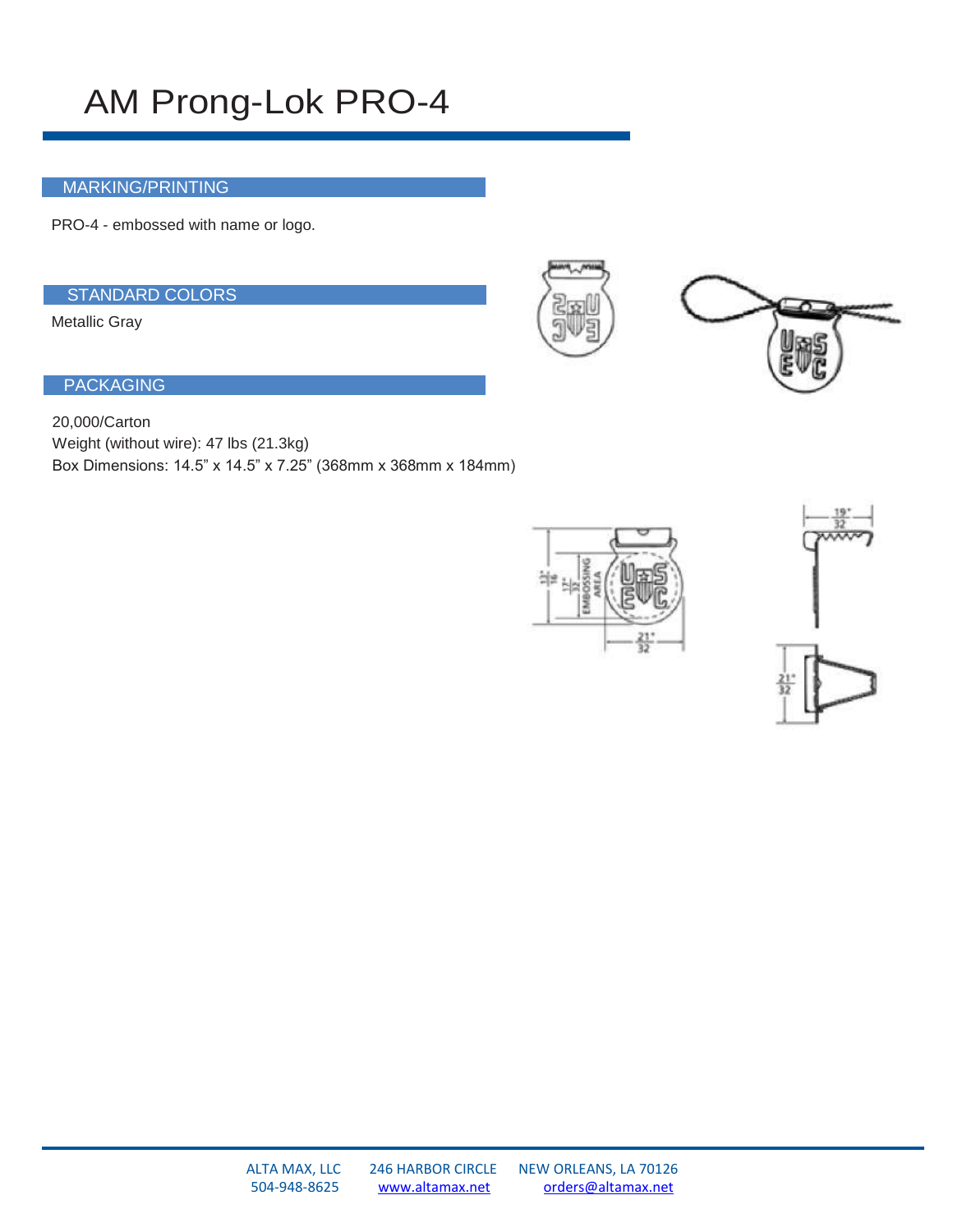# AM Prong-Lok PRO-4

## MARKING/PRINTING

PRO-4 - embossed with name or logo.

## STANDARD COLORS

Metallic Gray

## PACKAGING

20,000/Carton
Weight (without wire): 47 lbs (21.3kg)
Box Dimensions: 14.5" x 14.5" x 7.25" (368mm x 368mm x 184mm)

ALTA MAX, LLC 246 HARBOR CIRCLE NEW ORLEANS, LA 70126
504-948-8625 www.altamax.net orders@altamax.net